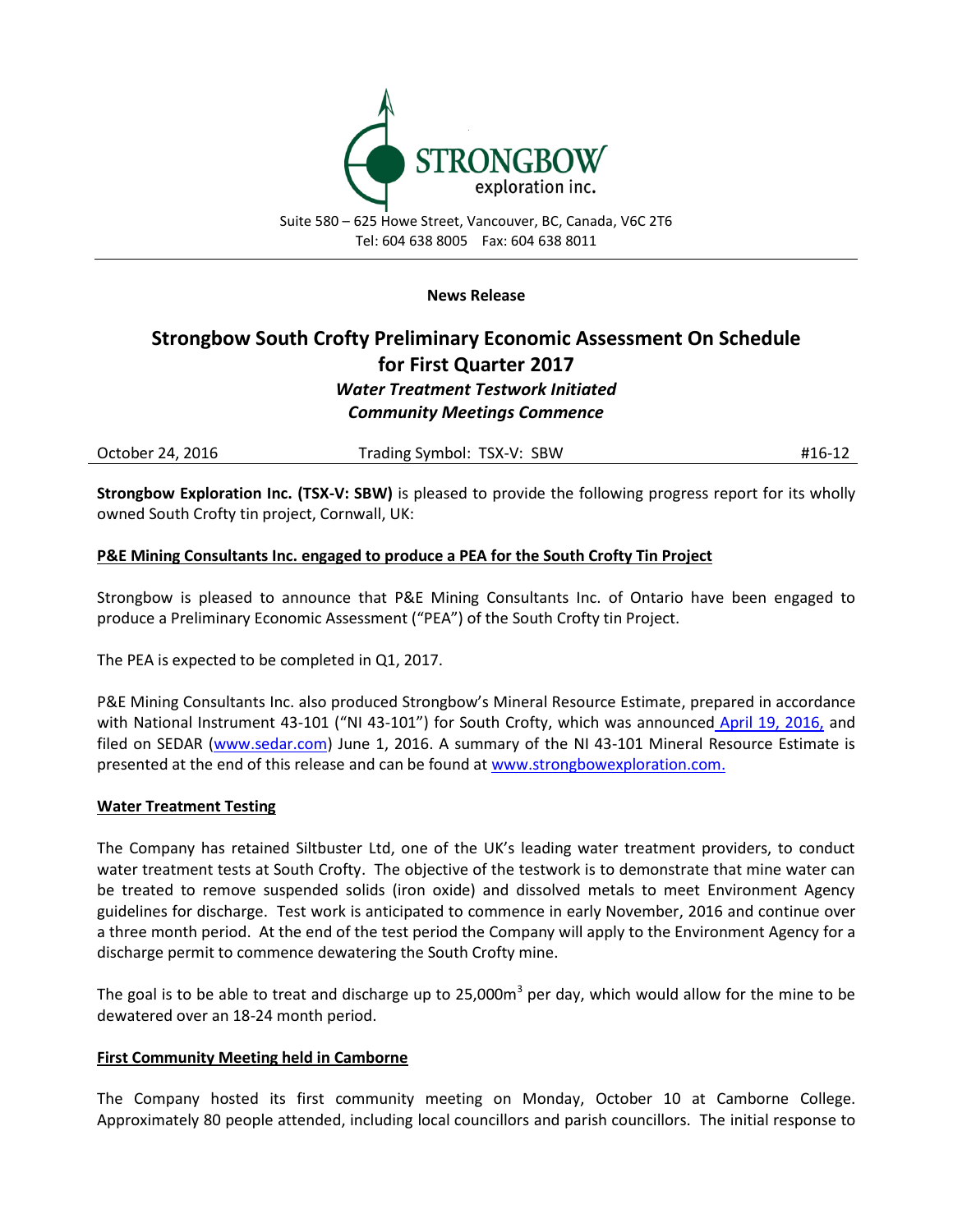STRONGBOW exploration inc.

Suite 580 – 625 Howe Street, Vancouver, BC, Canada, V6C 2T6
Tel: 604 638 8005 Fax: 604 638 8011

**News Release**

# Strongbow South Crofty Preliminary Economic Assessment On Schedule for First Quarter 2017

***Water Treatment Testwork Initiated***
***Community Meetings Commence***

October 24, 2016 Trading Symbol: TSX-V: SBW #16-12

**Strongbow Exploration Inc. (TSX-V: SBW)** is pleased to provide the following progress report for its wholly owned South Crofty tin project, Cornwall, UK:

## P&E Mining Consultants Inc. engaged to produce a PEA for the South Crofty Tin Project

Strongbow is pleased to announce that P&E Mining Consultants Inc. of Ontario have been engaged to produce a Preliminary Economic Assessment ("PEA") of the South Crofty tin Project.

The PEA is expected to be completed in Q1, 2017.

P&E Mining Consultants Inc. also produced Strongbow's Mineral Resource Estimate, prepared in accordance with National Instrument 43-101 ("NI 43-101") for South Crofty, which was announced April 19, 2016, and filed on SEDAR (www.sedar.com) June 1, 2016. A summary of the NI 43-101 Mineral Resource Estimate is presented at the end of this release and can be found at www.strongbowexploration.com.

## Water Treatment Testing

The Company has retained Siltbuster Ltd, one of the UK's leading water treatment providers, to conduct water treatment tests at South Crofty. The objective of the testwork is to demonstrate that mine water can be treated to remove suspended solids (iron oxide) and dissolved metals to meet Environment Agency guidelines for discharge. Test work is anticipated to commence in early November, 2016 and continue over a three month period. At the end of the test period the Company will apply to the Environment Agency for a discharge permit to commence dewatering the South Crofty mine.

The goal is to be able to treat and discharge up to 25,000m$^3$ per day, which would allow for the mine to be dewatered over an 18-24 month period.

## First Community Meeting held in Camborne

The Company hosted its first community meeting on Monday, October 10 at Camborne College. Approximately 80 people attended, including local councillors and parish councillors. The initial response to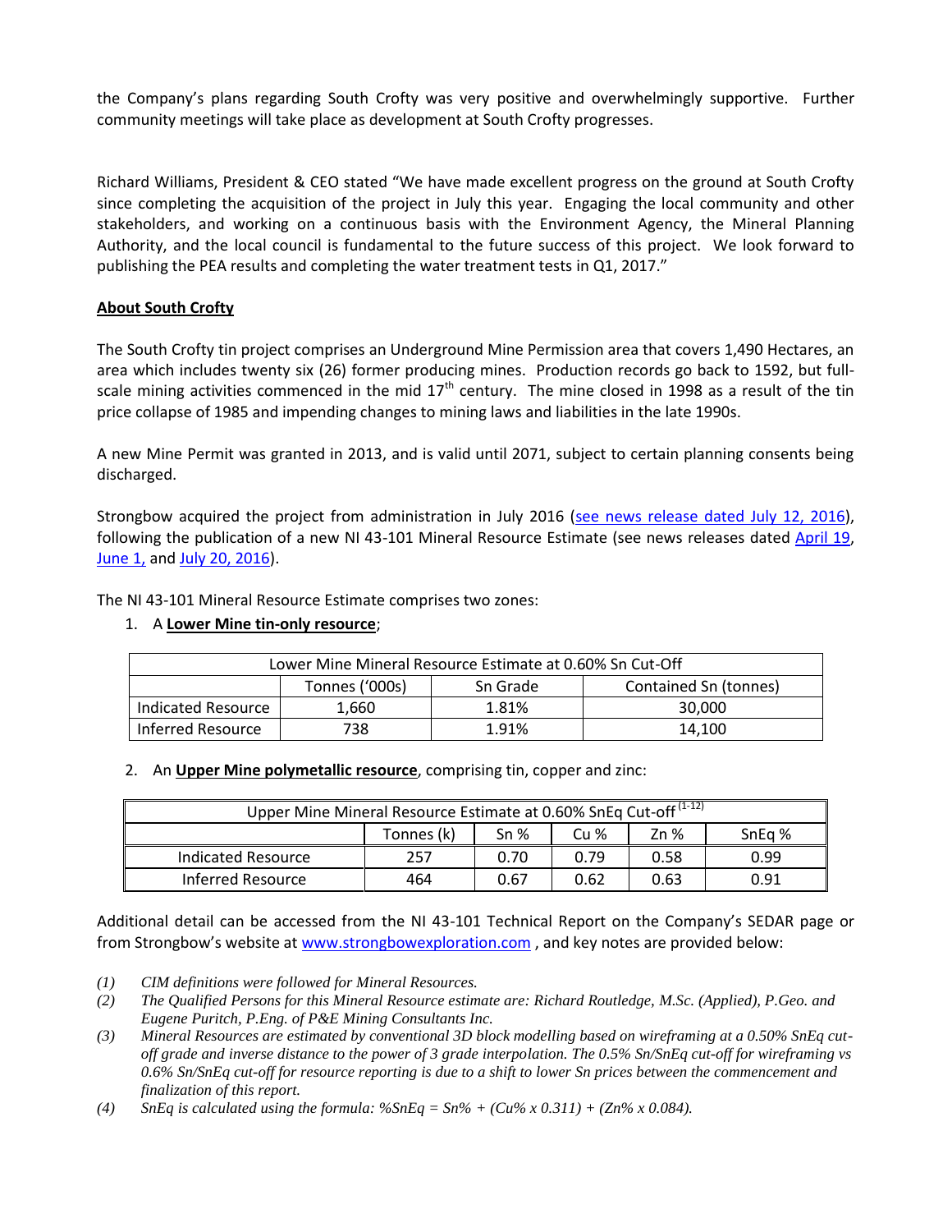the Company's plans regarding South Crofty was very positive and overwhelmingly supportive. Further community meetings will take place as development at South Crofty progresses.

Richard Williams, President & CEO stated "We have made excellent progress on the ground at South Crofty since completing the acquisition of the project in July this year. Engaging the local community and other stakeholders, and working on a continuous basis with the Environment Agency, the Mineral Planning Authority, and the local council is fundamental to the future success of this project. We look forward to publishing the PEA results and completing the water treatment tests in Q1, 2017."

**About South Crofty**

The South Crofty tin project comprises an Underground Mine Permission area that covers 1,490 Hectares, an area which includes twenty six (26) former producing mines. Production records go back to 1592, but full-scale mining activities commenced in the mid 17th century. The mine closed in 1998 as a result of the tin price collapse of 1985 and impending changes to mining laws and liabilities in the late 1990s.

A new Mine Permit was granted in 2013, and is valid until 2071, subject to certain planning consents being discharged.

Strongbow acquired the project from administration in July 2016 (see news release dated July 12, 2016), following the publication of a new NI 43-101 Mineral Resource Estimate (see news releases dated April 19, June 1, and July 20, 2016).

The NI 43-101 Mineral Resource Estimate comprises two zones:

1. A **Lower Mine tin-only resource**;

| Lower Mine Mineral Resource Estimate at 0.60% Sn Cut-Off | | | |
|---|---|---|---|
| | Tonnes ('000s) | Sn Grade | Contained Sn (tonnes) |
| Indicated Resource | 1,660 | 1.81% | 30,000 |
| Inferred Resource | 738 | 1.91% | 14,100 |

2. An **Upper Mine polymetallic resource**, comprising tin, copper and zinc:

| Upper Mine Mineral Resource Estimate at 0.60% SnEq Cut-off (1-12) | | | | | |
|---|---|---|---|---|---|
| | Tonnes (k) | Sn % | Cu % | Zn % | SnEq % |
| Indicated Resource | 257 | 0.70 | 0.79 | 0.58 | 0.99 |
| Inferred Resource | 464 | 0.67 | 0.62 | 0.63 | 0.91 |

Additional detail can be accessed from the NI 43-101 Technical Report on the Company's SEDAR page or from Strongbow's website at www.strongbowexploration.com , and key notes are provided below:

(1) *CIM definitions were followed for Mineral Resources.*

(2) *The Qualified Persons for this Mineral Resource estimate are: Richard Routledge, M.Sc. (Applied), P.Geo. and Eugene Puritch, P.Eng. of P&E Mining Consultants Inc.*

(3) *Mineral Resources are estimated by conventional 3D block modelling based on wireframing at a 0.50% SnEq cut-off grade and inverse distance to the power of 3 grade interpolation. The 0.5% Sn/SnEq cut-off for wireframing vs 0.6% Sn/SnEq cut-off for resource reporting is due to a shift to lower Sn prices between the commencement and finalization of this report.*

(4) *SnEq is calculated using the formula: %SnEq = Sn% + (Cu% x 0.311) + (Zn% x 0.084).*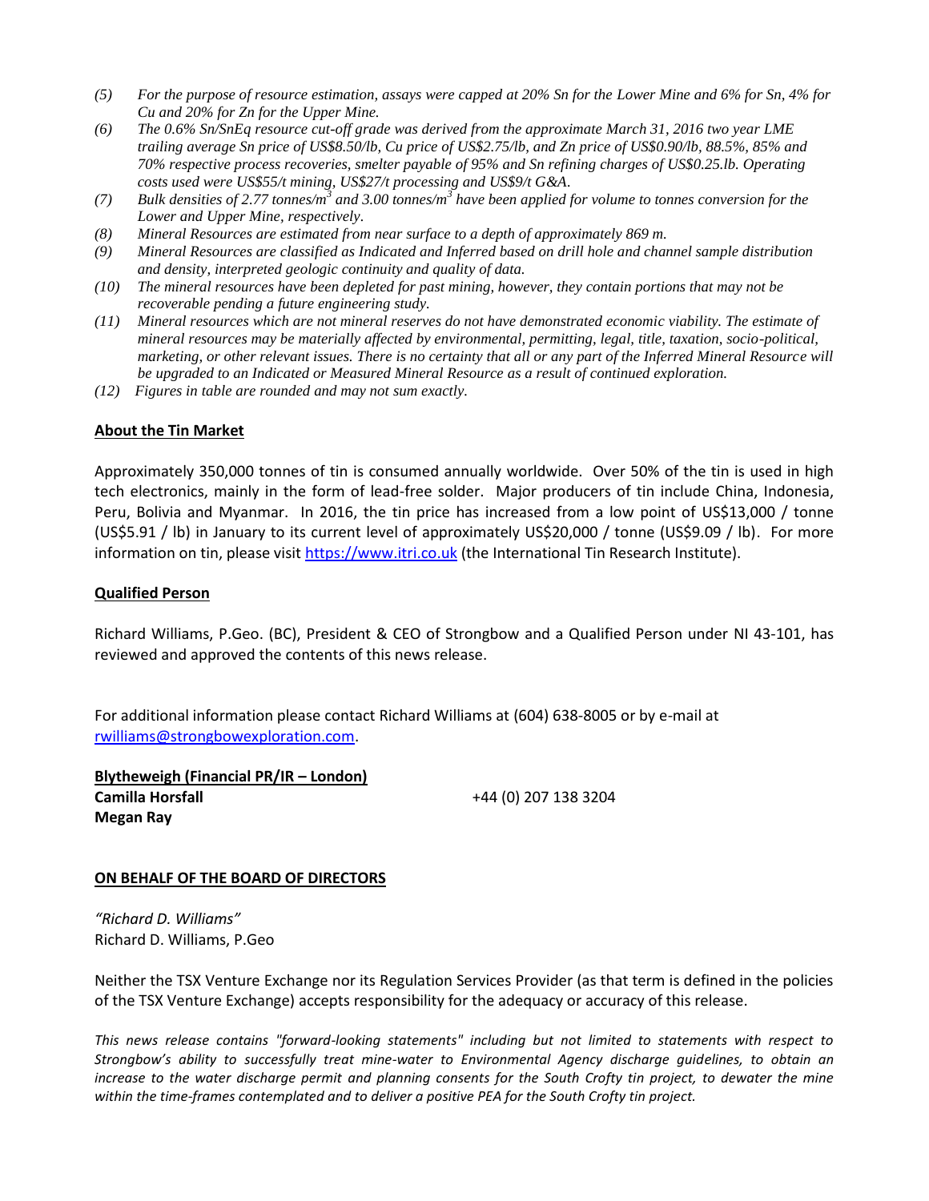*(5) For the purpose of resource estimation, assays were capped at 20% Sn for the Lower Mine and 6% for Sn, 4% for Cu and 20% for Zn for the Upper Mine.*

*(6) The 0.6% Sn/SnEq resource cut-off grade was derived from the approximate March 31, 2016 two year LME trailing average Sn price of US$8.50/lb, Cu price of US$2.75/lb, and Zn price of US$0.90/lb, 88.5%, 85% and 70% respective process recoveries, smelter payable of 95% and Sn refining charges of US$0.25.lb. Operating costs used were US$55/t mining, US$27/t processing and US$9/t G&A.*

*(7) Bulk densities of 2.77 tonnes/$m^3$ and 3.00 tonnes/$m^3$ have been applied for volume to tonnes conversion for the Lower and Upper Mine, respectively.*

*(8) Mineral Resources are estimated from near surface to a depth of approximately 869 m.*

*(9) Mineral Resources are classified as Indicated and Inferred based on drill hole and channel sample distribution and density, interpreted geologic continuity and quality of data.*

*(10) The mineral resources have been depleted for past mining, however, they contain portions that may not be recoverable pending a future engineering study.*

*(11) Mineral resources which are not mineral reserves do not have demonstrated economic viability. The estimate of mineral resources may be materially affected by environmental, permitting, legal, title, taxation, socio-political, marketing, or other relevant issues. There is no certainty that all or any part of the Inferred Mineral Resource will be upgraded to an Indicated or Measured Mineral Resource as a result of continued exploration.*

*(12) Figures in table are rounded and may not sum exactly.*

**About the Tin Market**

Approximately 350,000 tonnes of tin is consumed annually worldwide. Over 50% of the tin is used in high tech electronics, mainly in the form of lead-free solder. Major producers of tin include China, Indonesia, Peru, Bolivia and Myanmar. In 2016, the tin price has increased from a low point of US$13,000 / tonne (US$5.91 / lb) in January to its current level of approximately US$20,000 / tonne (US$9.09 / lb). For more information on tin, please visit https://www.itri.co.uk (the International Tin Research Institute).

**Qualified Person**

Richard Williams, P.Geo. (BC), President & CEO of Strongbow and a Qualified Person under NI 43-101, has reviewed and approved the contents of this news release.

For additional information please contact Richard Williams at (604) 638-8005 or by e-mail at rwilliams@strongbowexploration.com.

**Blytheweigh (Financial PR/IR – London)**
**Camilla Horsfall** +44 (0) 207 138 3204
**Megan Ray**

**ON BEHALF OF THE BOARD OF DIRECTORS**

*"Richard D. Williams"*
Richard D. Williams, P.Geo

Neither the TSX Venture Exchange nor its Regulation Services Provider (as that term is defined in the policies of the TSX Venture Exchange) accepts responsibility for the adequacy or accuracy of this release.

*This news release contains "forward-looking statements" including but not limited to statements with respect to Strongbow's ability to successfully treat mine-water to Environmental Agency discharge guidelines, to obtain an increase to the water discharge permit and planning consents for the South Crofty tin project, to dewater the mine within the time-frames contemplated and to deliver a positive PEA for the South Crofty tin project.*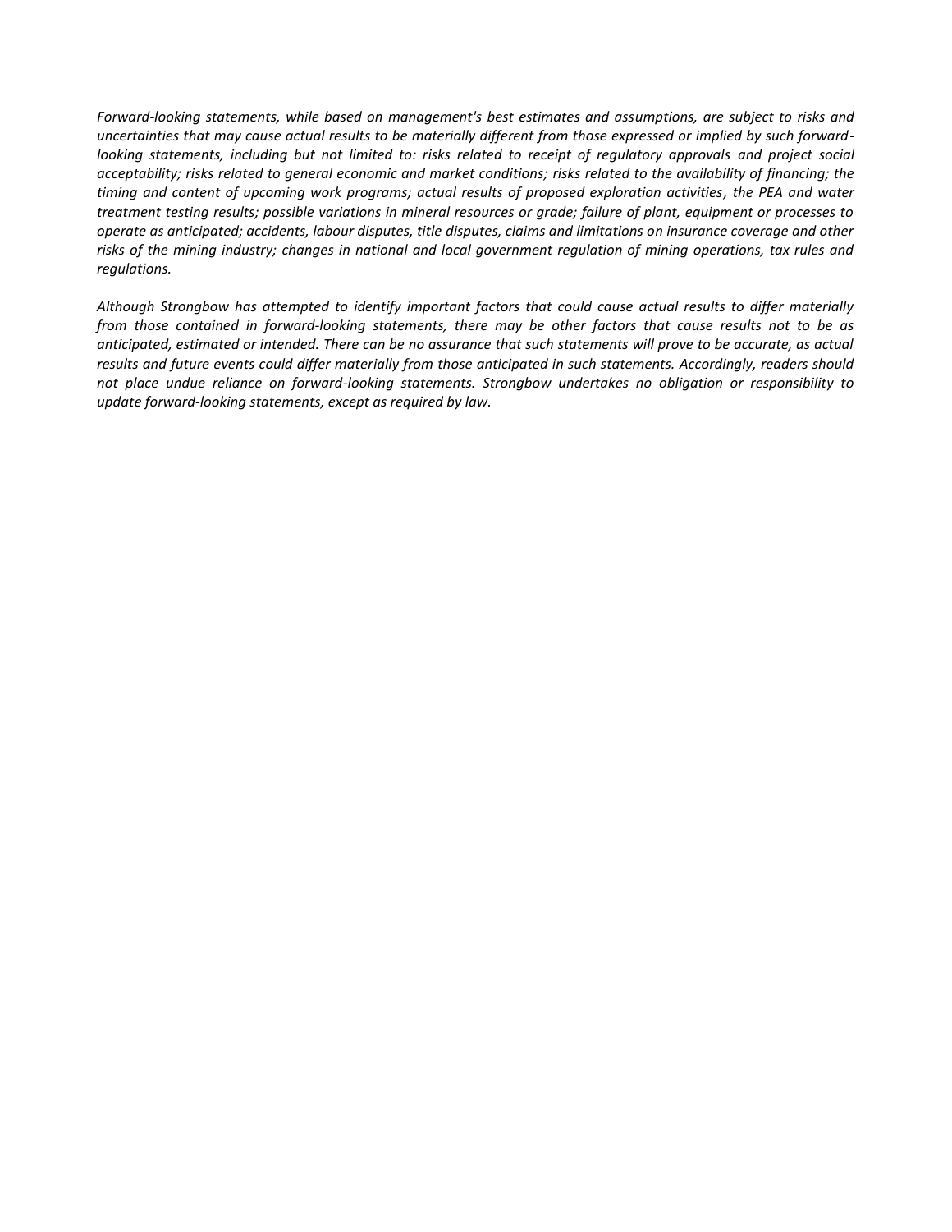*Forward-looking statements, while based on management's best estimates and assumptions, are subject to risks and uncertainties that may cause actual results to be materially different from those expressed or implied by such forward-looking statements, including but not limited to: risks related to receipt of regulatory approvals and project social acceptability; risks related to general economic and market conditions; risks related to the availability of financing; the timing and content of upcoming work programs; actual results of proposed exploration activities, the PEA and water treatment testing results; possible variations in mineral resources or grade; failure of plant, equipment or processes to operate as anticipated; accidents, labour disputes, title disputes, claims and limitations on insurance coverage and other risks of the mining industry; changes in national and local government regulation of mining operations, tax rules and regulations.*

*Although Strongbow has attempted to identify important factors that could cause actual results to differ materially from those contained in forward-looking statements, there may be other factors that cause results not to be as anticipated, estimated or intended. There can be no assurance that such statements will prove to be accurate, as actual results and future events could differ materially from those anticipated in such statements. Accordingly, readers should not place undue reliance on forward-looking statements. Strongbow undertakes no obligation or responsibility to update forward-looking statements, except as required by law.*